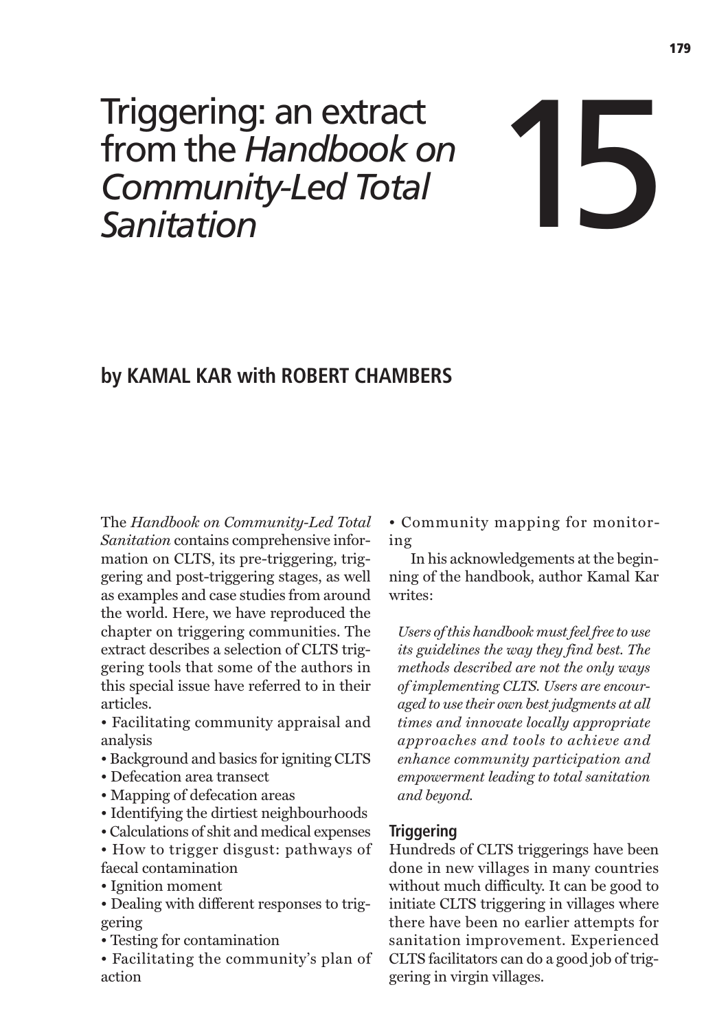# 15 Triggering: an extract from the *Handbook on Community-Led Total Sanitation*

**by KAMAL KAR with ROBERT CHAMBERS**

The *Handbook on Community-Led Total Sanitation* contains comprehensive information on CLTS, its pre-triggering, triggering and post-triggering stages, as well as examples and case studies from around the world. Here, we have reproduced the chapter on triggering communities. The extract describes a selection of CLTS triggering tools that some of the authors in this special issue have referred to in their articles.

- Facilitating community appraisal and analysis
- Background and basics for igniting CLTS
- Defecation area transect
- Mapping of defecation areas
- Identifying the dirtiest neighbourhoods
- Calculations of shit and medical expenses
- How to trigger disgust: pathways of faecal contamination
- Ignition moment
- Dealing with different responses to triggering
- Testing for contamination
- Facilitating the community's plan of action
- Community mapping for monitoring

In his acknowledgements at the beginning of the handbook, author Kamal Kar writes:

*Users of this handbook must feel free to use its guidelines the way they find best. The methods described are not the only ways of implementing CLTS. Users are encouraged to use their own best judgments at all times and innovate locally appropriate approaches and tools to achieve and enhance community participation and empowerment leading to total sanitation and beyond.*

## Triggering

Hundreds of CLTS triggerings have been done in new villages in many countries without much difficulty. It can be good to initiate CLTS triggering in villages where there have been no earlier attempts for sanitation improvement. Experienced CLTS facilitators can do a good job of triggering in virgin villages.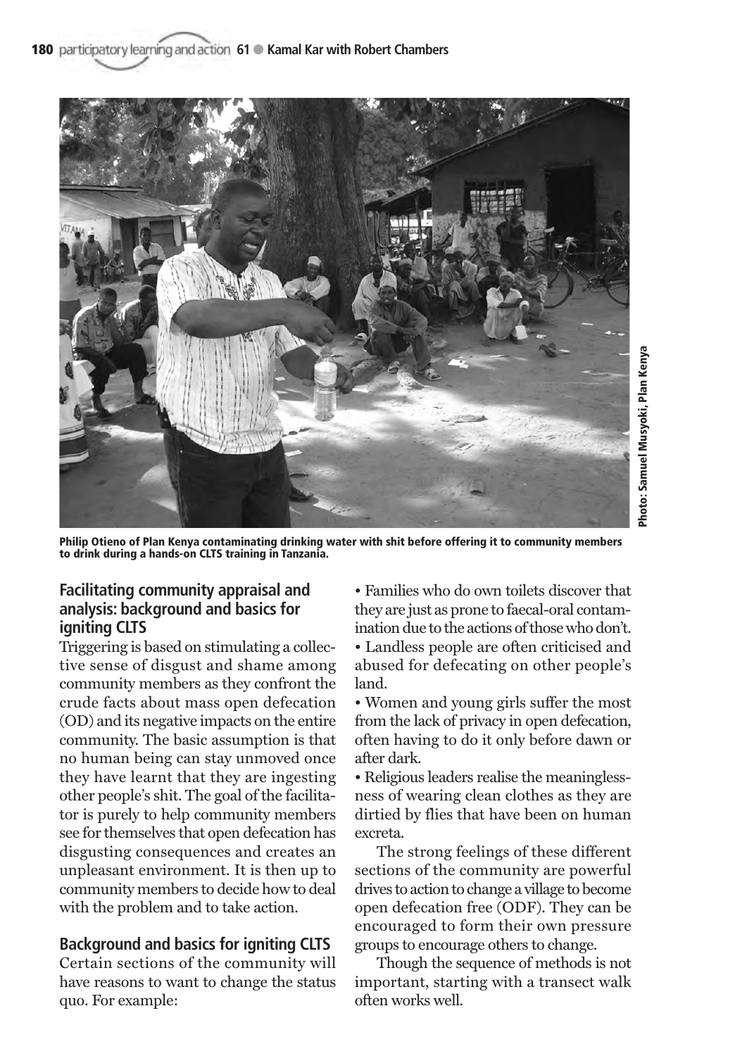Philip Otieno of Plan Kenya contaminating drinking water with shit before offering it to community members to drink during a hands-on CLTS training in Tanzania.

Photo: Samuel Musyoki, Plan Kenya

## Facilitating community appraisal and analysis: background and basics for igniting CLTS

Triggering is based on stimulating a collective sense of disgust and shame among community members as they confront the crude facts about mass open defecation (OD) and its negative impacts on the entire community. The basic assumption is that no human being can stay unmoved once they have learnt that they are ingesting other people's shit. The goal of the facilitator is purely to help community members see for themselves that open defecation has disgusting consequences and creates an unpleasant environment. It is then up to community members to decide how to deal with the problem and to take action.

## Background and basics for igniting CLTS

Certain sections of the community will have reasons to want to change the status quo. For example:

- Families who do own toilets discover that they are just as prone to faecal-oral contamination due to the actions of those who don't.
- Landless people are often criticised and abused for defecating on other people's land.
- Women and young girls suffer the most from the lack of privacy in open defecation, often having to do it only before dawn or after dark.
- Religious leaders realise the meaninglessness of wearing clean clothes as they are dirtied by flies that have been on human excreta.

The strong feelings of these different sections of the community are powerful drives to action to change a village to become open defecation free (ODF). They can be encouraged to form their own pressure groups to encourage others to change.

Though the sequence of methods is not important, starting with a transect walk often works well.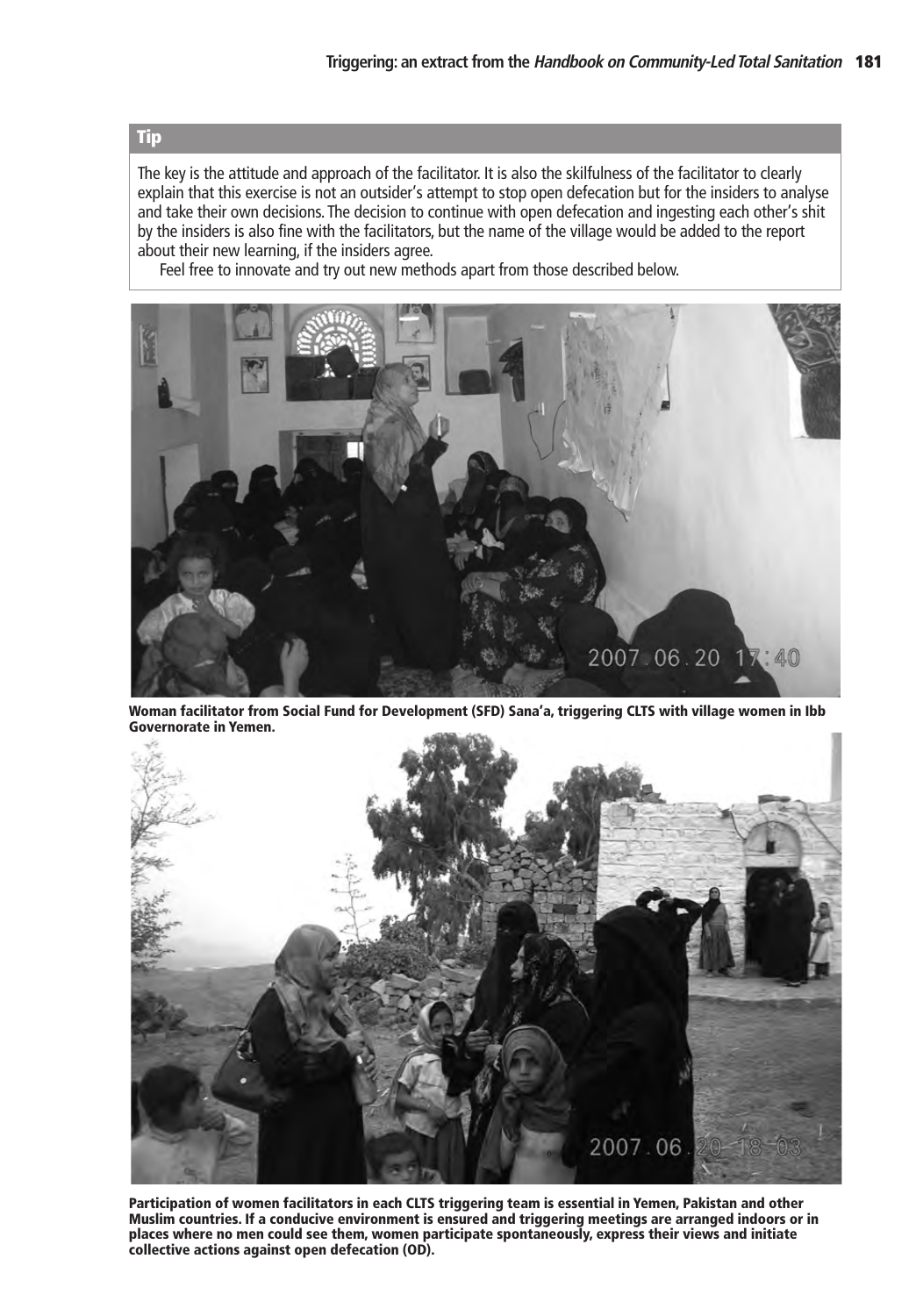### Tip

The key is the attitude and approach of the facilitator. It is also the skilfulness of the facilitator to clearly explain that this exercise is not an outsider's attempt to stop open defecation but for the insiders to analyse and take their own decisions. The decision to continue with open defecation and ingesting each other's shit by the insiders is also fine with the facilitators, but the name of the village would be added to the report about their new learning, if the insiders agree.

Feel free to innovate and try out new methods apart from those described below.

**Woman facilitator from Social Fund for Development (SFD) Sana'a, triggering CLTS with village women in Ibb Governorate in Yemen.**

**Participation of women facilitators in each CLTS triggering team is essential in Yemen, Pakistan and other Muslim countries. If a conducive environment is ensured and triggering meetings are arranged indoors or in places where no men could see them, women participate spontaneously, express their views and initiate collective actions against open defecation (OD).**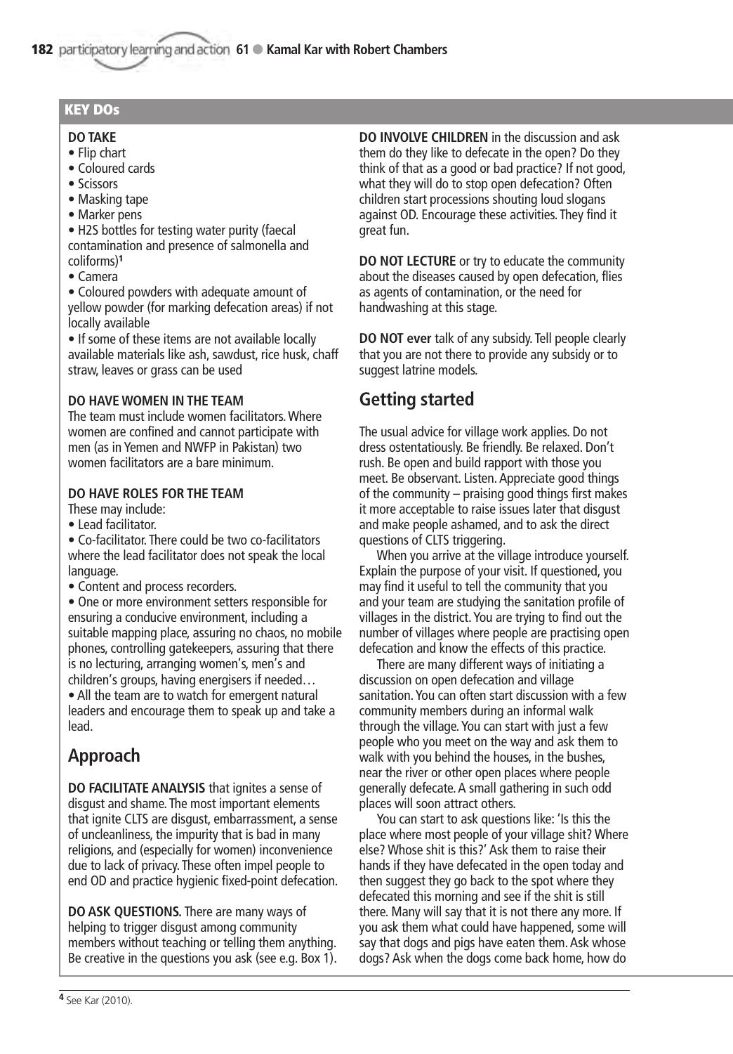## KEY DOs

**DO TAKE**

- Flip chart
- Coloured cards
- Scissors
- Masking tape
- Marker pens
- H2S bottles for testing water purity (faecal contamination and presence of salmonella and coliforms)[4]
- Camera
- Coloured powders with adequate amount of yellow powder (for marking defecation areas) if not locally available
- If some of these items are not available locally available materials like ash, sawdust, rice husk, chaff straw, leaves or grass can be used

**DO HAVE WOMEN IN THE TEAM**

The team must include women facilitators. Where women are confined and cannot participate with men (as in Yemen and NWFP in Pakistan) two women facilitators are a bare minimum.

**DO HAVE ROLES FOR THE TEAM**

These may include:

- Lead facilitator.
- Co-facilitator. There could be two co-facilitators where the lead facilitator does not speak the local language.
- Content and process recorders.
- One or more environment setters responsible for ensuring a conducive environment, including a suitable mapping place, assuring no chaos, no mobile phones, controlling gatekeepers, assuring that there is no lecturing, arranging women's, men's and children's groups, having energisers if needed…
- All the team are to watch for emergent natural leaders and encourage them to speak up and take a lead.

## Approach

**DO FACILITATE ANALYSIS** that ignites a sense of disgust and shame. The most important elements that ignite CLTS are disgust, embarrassment, a sense of uncleanliness, the impurity that is bad in many religions, and (especially for women) inconvenience due to lack of privacy. These often impel people to end OD and practice hygienic fixed-point defecation.

**DO ASK QUESTIONS.** There are many ways of helping to trigger disgust among community members without teaching or telling them anything. Be creative in the questions you ask (see e.g. Box 1).

**DO INVOLVE CHILDREN** in the discussion and ask them do they like to defecate in the open? Do they think of that as a good or bad practice? If not good, what they will do to stop open defecation? Often children start processions shouting loud slogans against OD. Encourage these activities. They find it great fun.

**DO NOT LECTURE** or try to educate the community about the diseases caused by open defecation, flies as agents of contamination, or the need for handwashing at this stage.

**DO NOT ever** talk of any subsidy. Tell people clearly that you are not there to provide any subsidy or to suggest latrine models.

## Getting started

The usual advice for village work applies. Do not dress ostentatiously. Be friendly. Be relaxed. Don't rush. Be open and build rapport with those you meet. Be observant. Listen. Appreciate good things of the community – praising good things first makes it more acceptable to raise issues later that disgust and make people ashamed, and to ask the direct questions of CLTS triggering.

When you arrive at the village introduce yourself. Explain the purpose of your visit. If questioned, you may find it useful to tell the community that you and your team are studying the sanitation profile of villages in the district. You are trying to find out the number of villages where people are practising open defecation and know the effects of this practice.

There are many different ways of initiating a discussion on open defecation and village sanitation. You can often start discussion with a few community members during an informal walk through the village. You can start with just a few people who you meet on the way and ask them to walk with you behind the houses, in the bushes, near the river or other open places where people generally defecate. A small gathering in such odd places will soon attract others.

You can start to ask questions like: 'Is this the place where most people of your village shit? Where else? Whose shit is this?' Ask them to raise their hands if they have defecated in the open today and then suggest they go back to the spot where they defecated this morning and see if the shit is still there. Many will say that it is not there any more. If you ask them what could have happened, some will say that dogs and pigs have eaten them. Ask whose dogs? Ask when the dogs come back home, how do

[4] See Kar (2010).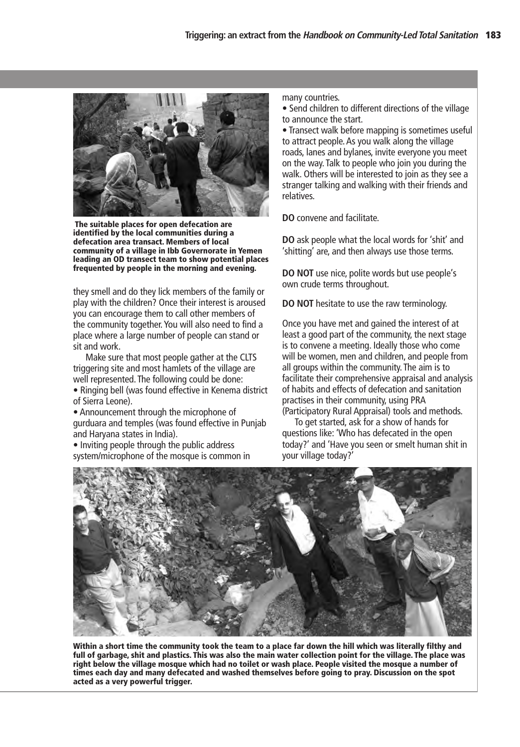The suitable places for open defecation are identified by the local communities during a defecation area transact. Members of local community of a village in Ibb Governorate in Yemen leading an OD transect team to show potential places frequented by people in the morning and evening.

they smell and do they lick members of the family or play with the children? Once their interest is aroused you can encourage them to call other members of the community together. You will also need to find a place where a large number of people can stand or sit and work.

Make sure that most people gather at the CLTS triggering site and most hamlets of the village are well represented. The following could be done:

- Ringing bell (was found effective in Kenema district of Sierra Leone).
- Announcement through the microphone of gurduara and temples (was found effective in Punjab and Haryana states in India).
- Inviting people through the public address system/microphone of the mosque is common in many countries.
- Send children to different directions of the village to announce the start.
- Transect walk before mapping is sometimes useful to attract people. As you walk along the village roads, lanes and bylanes, invite everyone you meet on the way. Talk to people who join you during the walk. Others will be interested to join as they see a stranger talking and walking with their friends and relatives.

**DO** convene and facilitate.

**DO** ask people what the local words for 'shit' and 'shitting' are, and then always use those terms.

**DO NOT** use nice, polite words but use people's own crude terms throughout.

**DO NOT** hesitate to use the raw terminology.

Once you have met and gained the interest of at least a good part of the community, the next stage is to convene a meeting. Ideally those who come will be women, men and children, and people from all groups within the community. The aim is to facilitate their comprehensive appraisal and analysis of habits and effects of defecation and sanitation practises in their community, using PRA (Participatory Rural Appraisal) tools and methods.

To get started, ask for a show of hands for questions like: 'Who has defecated in the open today?' and 'Have you seen or smelt human shit in your village today?'

Within a short time the community took the team to a place far down the hill which was literally filthy and full of garbage, shit and plastics. This was also the main water collection point for the village. The place was right below the village mosque which had no toilet or wash place. People visited the mosque a number of times each day and many defecated and washed themselves before going to pray. Discussion on the spot acted as a very powerful trigger.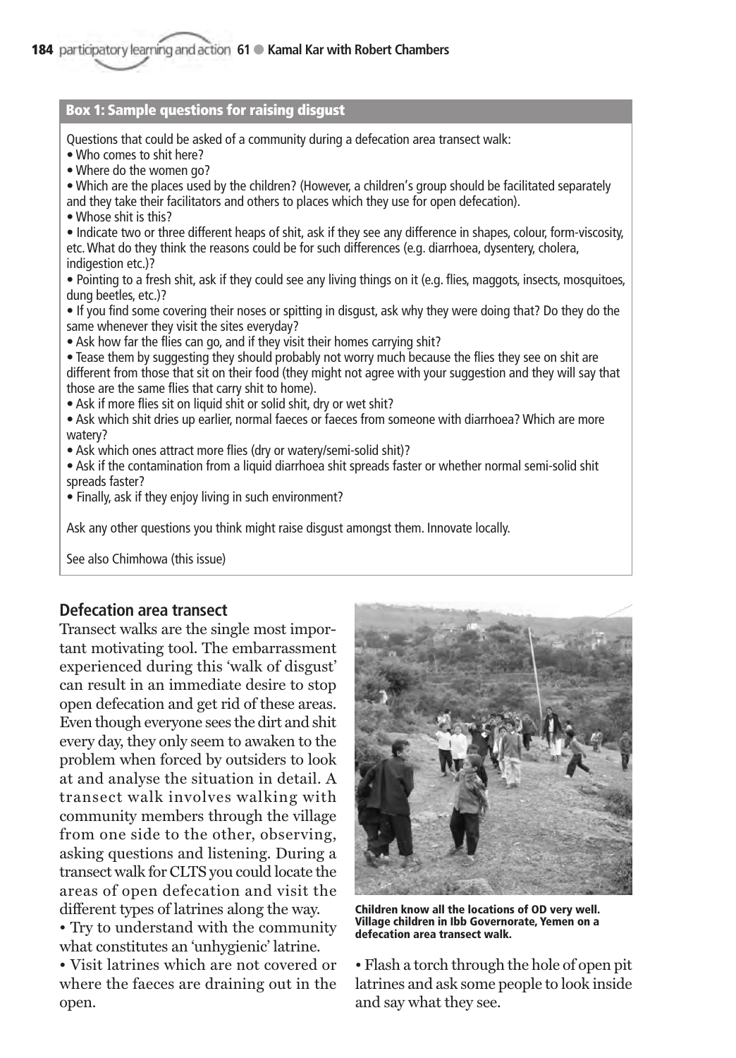### Box 1: Sample questions for raising disgust

Questions that could be asked of a community during a defecation area transect walk:

- Who comes to shit here?
- Where do the women go?
- Which are the places used by the children? (However, a children's group should be facilitated separately and they take their facilitators and others to places which they use for open defecation).
- Whose shit is this?
- Indicate two or three different heaps of shit, ask if they see any difference in shapes, colour, form-viscosity, etc. What do they think the reasons could be for such differences (e.g. diarrhoea, dysentery, cholera, indigestion etc.)?
- Pointing to a fresh shit, ask if they could see any living things on it (e.g. flies, maggots, insects, mosquitoes, dung beetles, etc.)?
- If you find some covering their noses or spitting in disgust, ask why they were doing that? Do they do the same whenever they visit the sites everyday?
- Ask how far the flies can go, and if they visit their homes carrying shit?
- Tease them by suggesting they should probably not worry much because the flies they see on shit are different from those that sit on their food (they might not agree with your suggestion and they will say that those are the same flies that carry shit to home).
- Ask if more flies sit on liquid shit or solid shit, dry or wet shit?
- Ask which shit dries up earlier, normal faeces or faeces from someone with diarrhoea? Which are more watery?
- Ask which ones attract more flies (dry or watery/semi-solid shit)?
- Ask if the contamination from a liquid diarrhoea shit spreads faster or whether normal semi-solid shit spreads faster?
- Finally, ask if they enjoy living in such environment?

Ask any other questions you think might raise disgust amongst them. Innovate locally.

See also Chimhowa (this issue)

## Defecation area transect

Transect walks are the single most important motivating tool. The embarrassment experienced during this 'walk of disgust' can result in an immediate desire to stop open defecation and get rid of these areas. Even though everyone sees the dirt and shit every day, they only seem to awaken to the problem when forced by outsiders to look at and analyse the situation in detail. A transect walk involves walking with community members through the village from one side to the other, observing, asking questions and listening. During a transect walk for CLTS you could locate the areas of open defecation and visit the different types of latrines along the way.

- Try to understand with the community what constitutes an 'unhygienic' latrine.
- Visit latrines which are not covered or where the faeces are draining out in the open.

**Children know all the locations of OD very well. Village children in Ibb Governorate, Yemen on a defecation area transect walk.**

- Flash a torch through the hole of open pit latrines and ask some people to look inside and say what they see.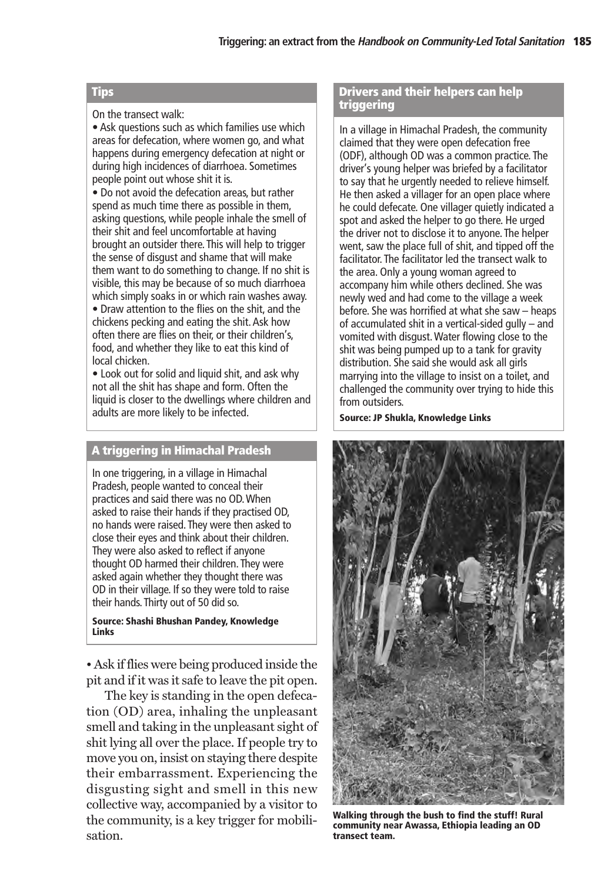### Tips

On the transect walk:

- Ask questions such as which families use which areas for defecation, where women go, and what happens during emergency defecation at night or during high incidences of diarrhoea. Sometimes people point out whose shit it is.
- Do not avoid the defecation areas, but rather spend as much time there as possible in them, asking questions, while people inhale the smell of their shit and feel uncomfortable at having brought an outsider there. This will help to trigger the sense of disgust and shame that will make them want to do something to change. If no shit is visible, this may be because of so much diarrhoea which simply soaks in or which rain washes away.
- Draw attention to the flies on the shit, and the chickens pecking and eating the shit. Ask how often there are flies on their, or their children's, food, and whether they like to eat this kind of local chicken.
- Look out for solid and liquid shit, and ask why not all the shit has shape and form. Often the liquid is closer to the dwellings where children and adults are more likely to be infected.

### A triggering in Himachal Pradesh

In one triggering, in a village in Himachal Pradesh, people wanted to conceal their practices and said there was no OD. When asked to raise their hands if they practised OD, no hands were raised. They were then asked to close their eyes and think about their children. They were also asked to reflect if anyone thought OD harmed their children. They were asked again whether they thought there was OD in their village. If so they were told to raise their hands. Thirty out of 50 did so.

**Source: Shashi Bhushan Pandey, Knowledge Links**

- Ask if flies were being produced inside the pit and if it was it safe to leave the pit open.

The key is standing in the open defecation (OD) area, inhaling the unpleasant smell and taking in the unpleasant sight of shit lying all over the place. If people try to move you on, insist on staying there despite their embarrassment. Experiencing the disgusting sight and smell in this new collective way, accompanied by a visitor to the community, is a key trigger for mobilisation.

### Drivers and their helpers can help triggering

In a village in Himachal Pradesh, the community claimed that they were open defecation free (ODF), although OD was a common practice. The driver's young helper was briefed by a facilitator to say that he urgently needed to relieve himself. He then asked a villager for an open place where he could defecate. One villager quietly indicated a spot and asked the helper to go there. He urged the driver not to disclose it to anyone. The helper went, saw the place full of shit, and tipped off the facilitator. The facilitator led the transect walk to the area. Only a young woman agreed to accompany him while others declined. She was newly wed and had come to the village a week before. She was horrified at what she saw – heaps of accumulated shit in a vertical-sided gully – and vomited with disgust. Water flowing close to the shit was being pumped up to a tank for gravity distribution. She said she would ask all girls marrying into the village to insist on a toilet, and challenged the community over trying to hide this from outsiders.

**Source: JP Shukla, Knowledge Links**

**Walking through the bush to find the stuff! Rural community near Awassa, Ethiopia leading an OD transect team.**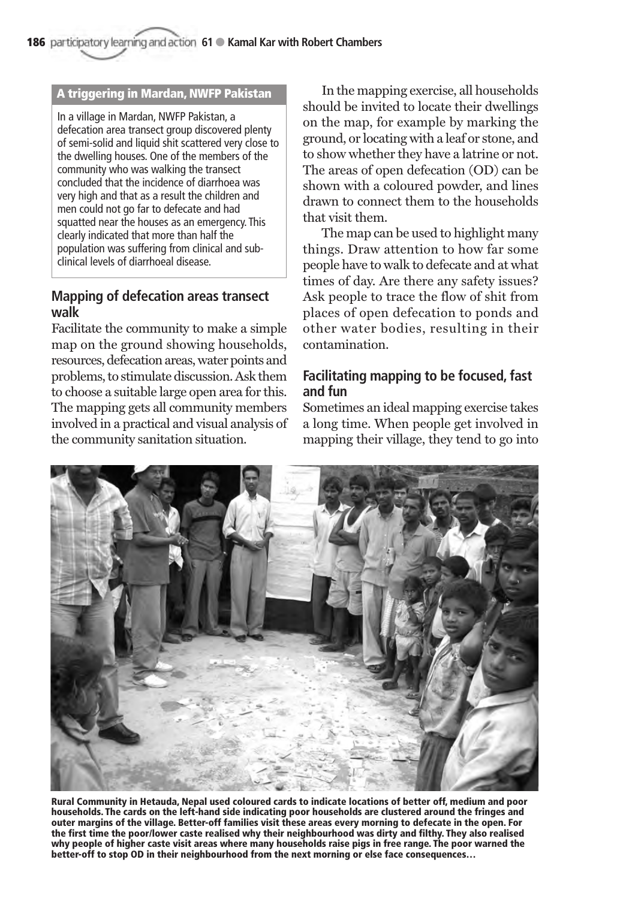## A triggering in Mardan, NWFP Pakistan

In a village in Mardan, NWFP Pakistan, a defecation area transect group discovered plenty of semi-solid and liquid shit scattered very close to the dwelling houses. One of the members of the community who was walking the transect concluded that the incidence of diarrhoea was very high and that as a result the children and men could not go far to defecate and had squatted near the houses as an emergency. This clearly indicated that more than half the population was suffering from clinical and sub-clinical levels of diarrhoeal disease.

### Mapping of defecation areas transect walk

Facilitate the community to make a simple map on the ground showing households, resources, defecation areas, water points and problems, to stimulate discussion. Ask them to choose a suitable large open area for this. The mapping gets all community members involved in a practical and visual analysis of the community sanitation situation.

In the mapping exercise, all households should be invited to locate their dwellings on the map, for example by marking the ground, or locating with a leaf or stone, and to show whether they have a latrine or not. The areas of open defecation (OD) can be shown with a coloured powder, and lines drawn to connect them to the households that visit them.

The map can be used to highlight many things. Draw attention to how far some people have to walk to defecate and at what times of day. Are there any safety issues? Ask people to trace the flow of shit from places of open defecation to ponds and other water bodies, resulting in their contamination.

### Facilitating mapping to be focused, fast and fun

Sometimes an ideal mapping exercise takes a long time. When people get involved in mapping their village, they tend to go into

**Rural Community in Hetauda, Nepal used coloured cards to indicate locations of better off, medium and poor households. The cards on the left-hand side indicating poor households are clustered around the fringes and outer margins of the village. Better-off families visit these areas every morning to defecate in the open. For the first time the poor/lower caste realised why their neighbourhood was dirty and filthy. They also realised why people of higher caste visit areas where many households raise pigs in free range. The poor warned the better-off to stop OD in their neighbourhood from the next morning or else face consequences…**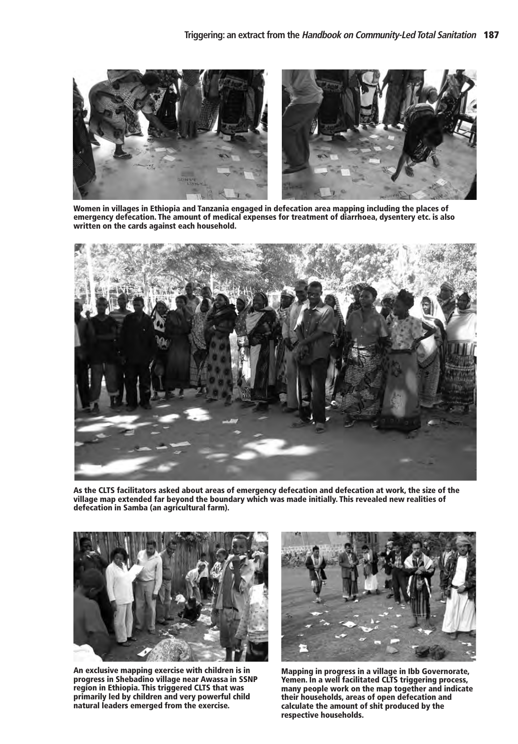Women in villages in Ethiopia and Tanzania engaged in defecation area mapping including the places of emergency defecation. The amount of medical expenses for treatment of diarrhoea, dysentery etc. is also written on the cards against each household.

As the CLTS facilitators asked about areas of emergency defecation and defecation at work, the size of the village map extended far beyond the boundary which was made initially. This revealed new realities of defecation in Samba (an agricultural farm).

An exclusive mapping exercise with children is in progress in Shebadino village near Awassa in SSNP region in Ethiopia. This triggered CLTS that was primarily led by children and very powerful child natural leaders emerged from the exercise.

Mapping in progress in a village in Ibb Governorate, Yemen. In a well facilitated CLTS triggering process, many people work on the map together and indicate their households, areas of open defecation and calculate the amount of shit produced by the respective households.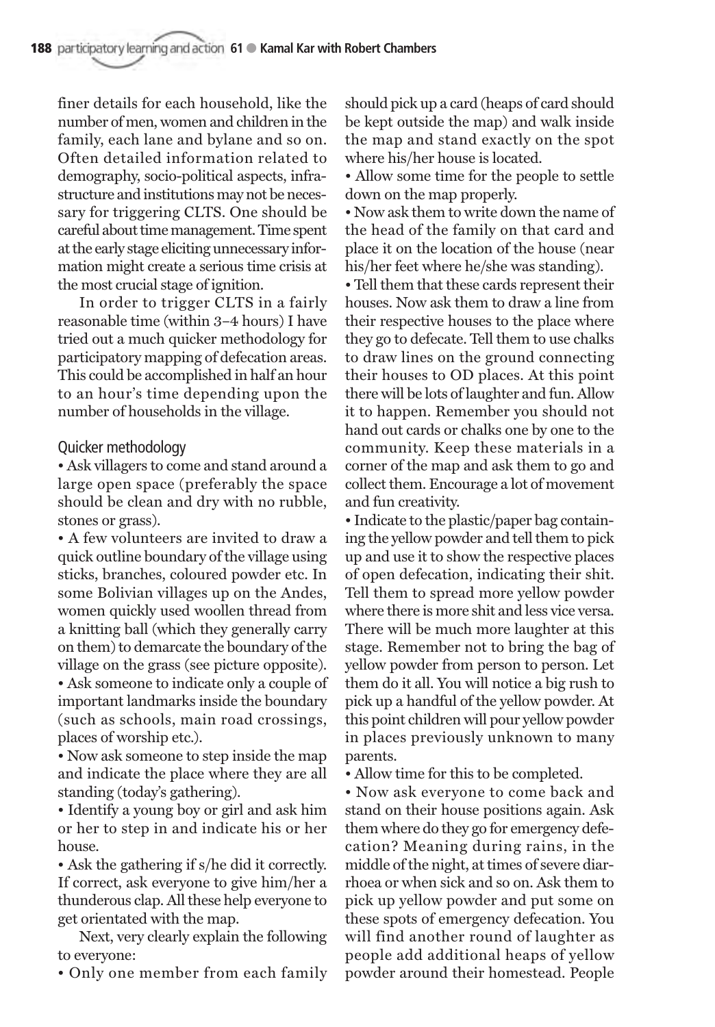finer details for each household, like the number of men, women and children in the family, each lane and bylane and so on. Often detailed information related to demography, socio-political aspects, infrastructure and institutions may not be necessary for triggering CLTS. One should be careful about time management. Time spent at the early stage eliciting unnecessary information might create a serious time crisis at the most crucial stage of ignition.

In order to trigger CLTS in a fairly reasonable time (within 3–4 hours) I have tried out a much quicker methodology for participatory mapping of defecation areas. This could be accomplished in half an hour to an hour's time depending upon the number of households in the village.

### Quicker methodology

- Ask villagers to come and stand around a large open space (preferably the space should be clean and dry with no rubble, stones or grass).
- A few volunteers are invited to draw a quick outline boundary of the village using sticks, branches, coloured powder etc. In some Bolivian villages up on the Andes, women quickly used woollen thread from a knitting ball (which they generally carry on them) to demarcate the boundary of the village on the grass (see picture opposite).
- Ask someone to indicate only a couple of important landmarks inside the boundary (such as schools, main road crossings, places of worship etc.).
- Now ask someone to step inside the map and indicate the place where they are all standing (today's gathering).
- Identify a young boy or girl and ask him or her to step in and indicate his or her house.
- Ask the gathering if s/he did it correctly. If correct, ask everyone to give him/her a thunderous clap. All these help everyone to get orientated with the map.

Next, very clearly explain the following to everyone:

- Only one member from each family should pick up a card (heaps of card should be kept outside the map) and walk inside the map and stand exactly on the spot where his/her house is located.
- Allow some time for the people to settle down on the map properly.
- Now ask them to write down the name of the head of the family on that card and place it on the location of the house (near his/her feet where he/she was standing).
- Tell them that these cards represent their houses. Now ask them to draw a line from their respective houses to the place where they go to defecate. Tell them to use chalks to draw lines on the ground connecting their houses to OD places. At this point there will be lots of laughter and fun. Allow it to happen. Remember you should not hand out cards or chalks one by one to the community. Keep these materials in a corner of the map and ask them to go and collect them. Encourage a lot of movement and fun creativity.
- Indicate to the plastic/paper bag containing the yellow powder and tell them to pick up and use it to show the respective places of open defecation, indicating their shit. Tell them to spread more yellow powder where there is more shit and less vice versa. There will be much more laughter at this stage. Remember not to bring the bag of yellow powder from person to person. Let them do it all. You will notice a big rush to pick up a handful of the yellow powder. At this point children will pour yellow powder in places previously unknown to many parents.
- Allow time for this to be completed.
- Now ask everyone to come back and stand on their house positions again. Ask them where do they go for emergency defecation? Meaning during rains, in the middle of the night, at times of severe diarrhoea or when sick and so on. Ask them to pick up yellow powder and put some on these spots of emergency defecation. You will find another round of laughter as people add additional heaps of yellow powder around their homestead. People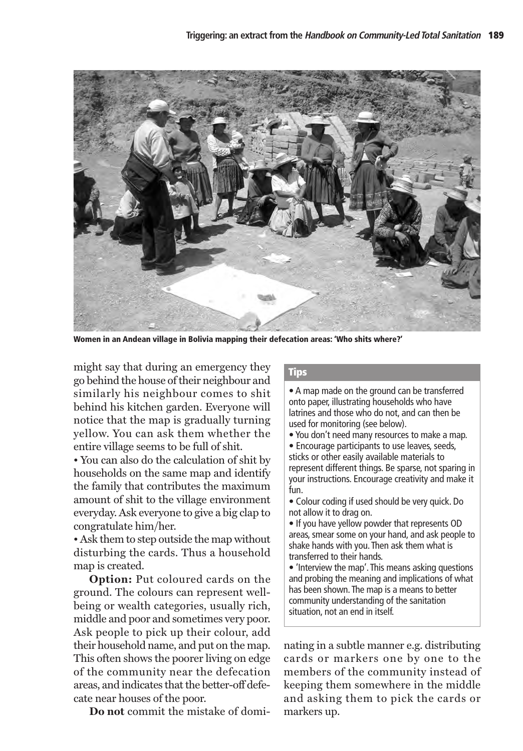Women in an Andean village in Bolivia mapping their defecation areas: 'Who shits where?'

might say that during an emergency they go behind the house of their neighbour and similarly his neighbour comes to shit behind his kitchen garden. Everyone will notice that the map is gradually turning yellow. You can ask them whether the entire village seems to be full of shit.

• You can also do the calculation of shit by households on the same map and identify the family that contributes the maximum amount of shit to the village environment everyday. Ask everyone to give a big clap to congratulate him/her.

• Ask them to step outside the map without disturbing the cards. Thus a household map is created.

**Option:** Put coloured cards on the ground. The colours can represent wellbeing or wealth categories, usually rich, middle and poor and sometimes very poor. Ask people to pick up their colour, add their household name, and put on the map. This often shows the poorer living on edge of the community near the defecation areas, and indicates that the better-off defecate near houses of the poor.

**Do not** commit the mistake of dominating in a subtle manner e.g. distributing cards or markers one by one to the members of the community instead of keeping them somewhere in the middle and asking them to pick the cards or markers up.

### Tips

- A map made on the ground can be transferred onto paper, illustrating households who have latrines and those who do not, and can then be used for monitoring (see below).
- You don't need many resources to make a map.
- Encourage participants to use leaves, seeds, sticks or other easily available materials to represent different things. Be sparse, not sparing in your instructions. Encourage creativity and make it fun.
- Colour coding if used should be very quick. Do not allow it to drag on.
- If you have yellow powder that represents OD areas, smear some on your hand, and ask people to shake hands with you. Then ask them what is transferred to their hands.
- 'Interview the map'. This means asking questions and probing the meaning and implications of what has been shown. The map is a means to better community understanding of the sanitation situation, not an end in itself.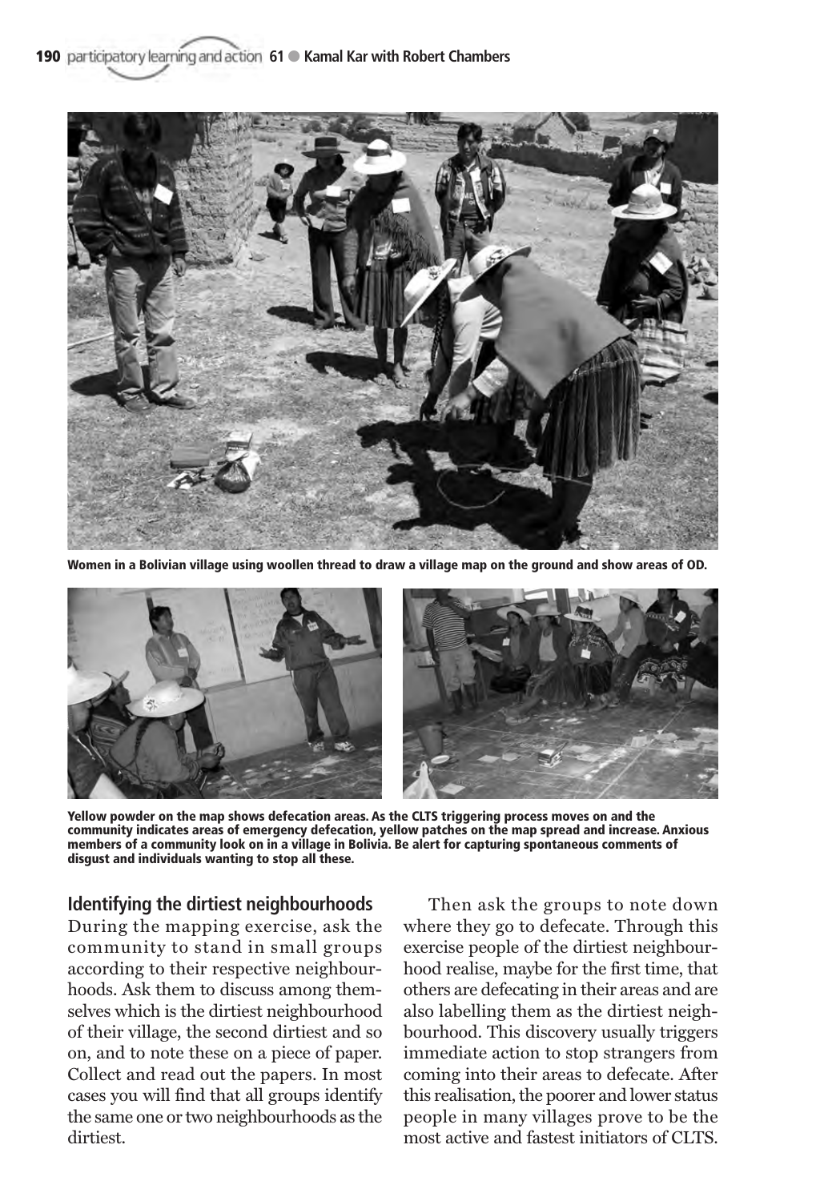Women in a Bolivian village using woollen thread to draw a village map on the ground and show areas of OD.

Yellow powder on the map shows defecation areas. As the CLTS triggering process moves on and the community indicates areas of emergency defecation, yellow patches on the map spread and increase. Anxious members of a community look on in a village in Bolivia. Be alert for capturing spontaneous comments of disgust and individuals wanting to stop all these.

### Identifying the dirtiest neighbourhoods

During the mapping exercise, ask the community to stand in small groups according to their respective neighbourhoods. Ask them to discuss among themselves which is the dirtiest neighbourhood of their village, the second dirtiest and so on, and to note these on a piece of paper. Collect and read out the papers. In most cases you will find that all groups identify the same one or two neighbourhoods as the dirtiest.

Then ask the groups to note down where they go to defecate. Through this exercise people of the dirtiest neighbourhood realise, maybe for the first time, that others are defecating in their areas and are also labelling them as the dirtiest neighbourhood. This discovery usually triggers immediate action to stop strangers from coming into their areas to defecate. After this realisation, the poorer and lower status people in many villages prove to be the most active and fastest initiators of CLTS.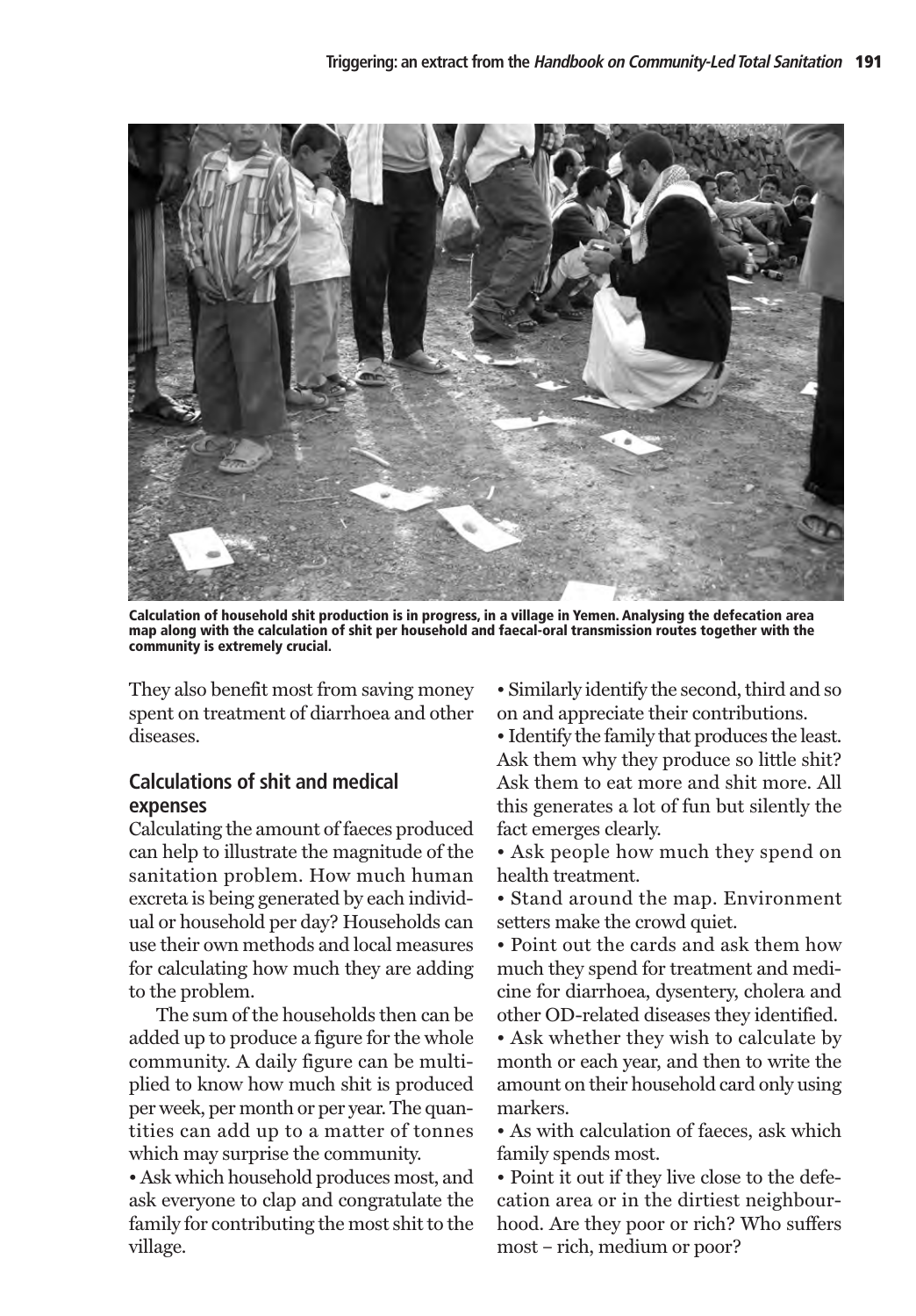Calculation of household shit production is in progress, in a village in Yemen. Analysing the defecation area map along with the calculation of shit per household and faecal-oral transmission routes together with the community is extremely crucial.

They also benefit most from saving money spent on treatment of diarrhoea and other diseases.

### Calculations of shit and medical expenses

Calculating the amount of faeces produced can help to illustrate the magnitude of the sanitation problem. How much human excreta is being generated by each individual or household per day? Households can use their own methods and local measures for calculating how much they are adding to the problem.

The sum of the households then can be added up to produce a figure for the whole community. A daily figure can be multiplied to know how much shit is produced per week, per month or per year. The quantities can add up to a matter of tonnes which may surprise the community.

- Ask which household produces most, and ask everyone to clap and congratulate the family for contributing the most shit to the village.
- Similarly identify the second, third and so on and appreciate their contributions.
- Identify the family that produces the least. Ask them why they produce so little shit? Ask them to eat more and shit more. All this generates a lot of fun but silently the fact emerges clearly.
- Ask people how much they spend on health treatment.
- Stand around the map. Environment setters make the crowd quiet.
- Point out the cards and ask them how much they spend for treatment and medicine for diarrhoea, dysentery, cholera and other OD-related diseases they identified.
- Ask whether they wish to calculate by month or each year, and then to write the amount on their household card only using markers.
- As with calculation of faeces, ask which family spends most.
- Point it out if they live close to the defecation area or in the dirtiest neighbourhood. Are they poor or rich? Who suffers most – rich, medium or poor?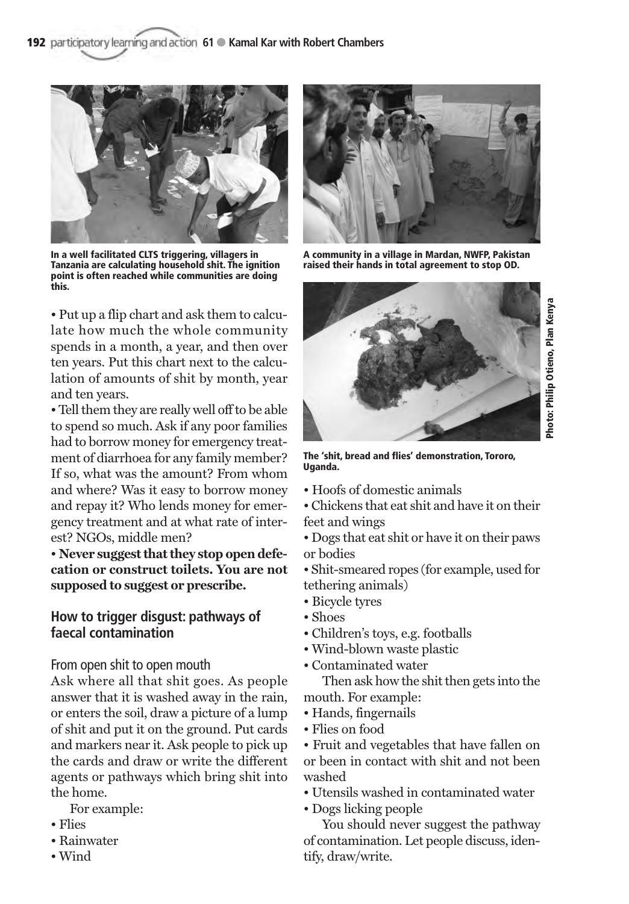In a well facilitated CLTS triggering, villagers in Tanzania are calculating household shit. The ignition point is often reached while communities are doing this.

- Put up a flip chart and ask them to calculate how much the whole community spends in a month, a year, and then over ten years. Put this chart next to the calculation of amounts of shit by month, year and ten years.
- Tell them they are really well off to be able to spend so much. Ask if any poor families had to borrow money for emergency treatment of diarrhoea for any family member? If so, what was the amount? From whom and where? Was it easy to borrow money and repay it? Who lends money for emergency treatment and at what rate of interest? NGOs, middle men?
- **Never suggest that they stop open defecation or construct toilets. You are not supposed to suggest or prescribe.**

## How to trigger disgust: pathways of faecal contamination

### From open shit to open mouth

Ask where all that shit goes. As people answer that it is washed away in the rain, or enters the soil, draw a picture of a lump of shit and put it on the ground. Put cards and markers near it. Ask people to pick up the cards and draw or write the different agents or pathways which bring shit into the home.

For example:

- Flies
- Rainwater
- Wind

A community in a village in Mardan, NWFP, Pakistan raised their hands in total agreement to stop OD.

The 'shit, bread and flies' demonstration, Tororo, Uganda.

Photo: Philip Otieno, Plan Kenya

- Hoofs of domestic animals
- Chickens that eat shit and have it on their feet and wings
- Dogs that eat shit or have it on their paws or bodies
- Shit-smeared ropes (for example, used for tethering animals)
- Bicycle tyres
- Shoes
- Children's toys, e.g. footballs
- Wind-blown waste plastic
- Contaminated water

Then ask how the shit then gets into the mouth. For example:

- Hands, fingernails
- Flies on food
- Fruit and vegetables that have fallen on or been in contact with shit and not been washed
- Utensils washed in contaminated water
- Dogs licking people

You should never suggest the pathway of contamination. Let people discuss, identify, draw/write.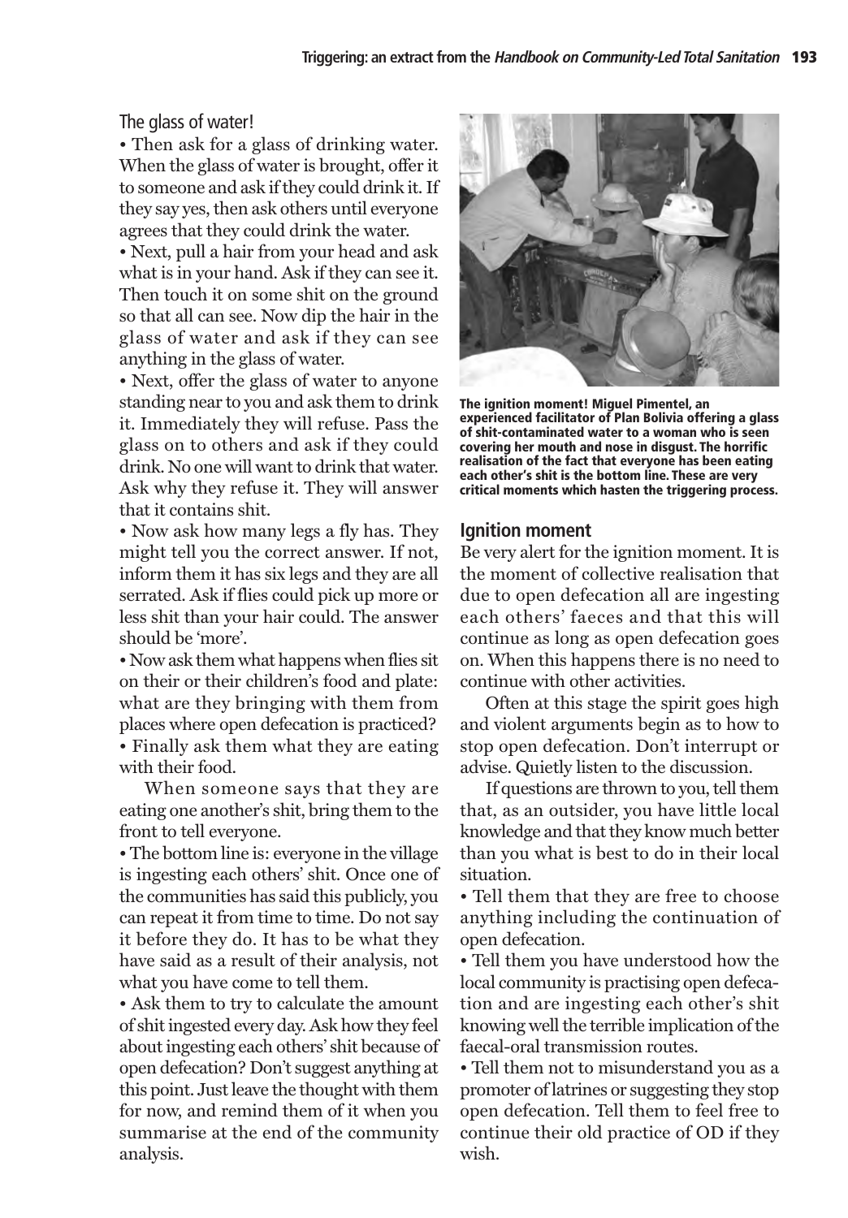### The glass of water!

- Then ask for a glass of drinking water. When the glass of water is brought, offer it to someone and ask if they could drink it. If they say yes, then ask others until everyone agrees that they could drink the water.
- Next, pull a hair from your head and ask what is in your hand. Ask if they can see it. Then touch it on some shit on the ground so that all can see. Now dip the hair in the glass of water and ask if they can see anything in the glass of water.
- Next, offer the glass of water to anyone standing near to you and ask them to drink it. Immediately they will refuse. Pass the glass on to others and ask if they could drink. No one will want to drink that water. Ask why they refuse it. They will answer that it contains shit.
- Now ask how many legs a fly has. They might tell you the correct answer. If not, inform them it has six legs and they are all serrated. Ask if flies could pick up more or less shit than your hair could. The answer should be 'more'.
- Now ask them what happens when flies sit on their or their children's food and plate: what are they bringing with them from places where open defecation is practiced?
- Finally ask them what they are eating with their food.

When someone says that they are eating one another's shit, bring them to the front to tell everyone.

- The bottom line is: everyone in the village is ingesting each others' shit. Once one of the communities has said this publicly, you can repeat it from time to time. Do not say it before they do. It has to be what they have said as a result of their analysis, not what you have come to tell them.
- Ask them to try to calculate the amount of shit ingested every day. Ask how they feel about ingesting each others' shit because of open defecation? Don't suggest anything at this point. Just leave the thought with them for now, and remind them of it when you summarise at the end of the community analysis.

**The ignition moment! Miguel Pimentel, an experienced facilitator of Plan Bolivia offering a glass of shit-contaminated water to a woman who is seen covering her mouth and nose in disgust. The horrific realisation of the fact that everyone has been eating each other's shit is the bottom line. These are very critical moments which hasten the triggering process.**

### Ignition moment

Be very alert for the ignition moment. It is the moment of collective realisation that due to open defecation all are ingesting each others' faeces and that this will continue as long as open defecation goes on. When this happens there is no need to continue with other activities.

Often at this stage the spirit goes high and violent arguments begin as to how to stop open defecation. Don't interrupt or advise. Quietly listen to the discussion.

If questions are thrown to you, tell them that, as an outsider, you have little local knowledge and that they know much better than you what is best to do in their local situation.

- Tell them that they are free to choose anything including the continuation of open defecation.
- Tell them you have understood how the local community is practising open defecation and are ingesting each other's shit knowing well the terrible implication of the faecal-oral transmission routes.
- Tell them not to misunderstand you as a promoter of latrines or suggesting they stop open defecation. Tell them to feel free to continue their old practice of OD if they wish.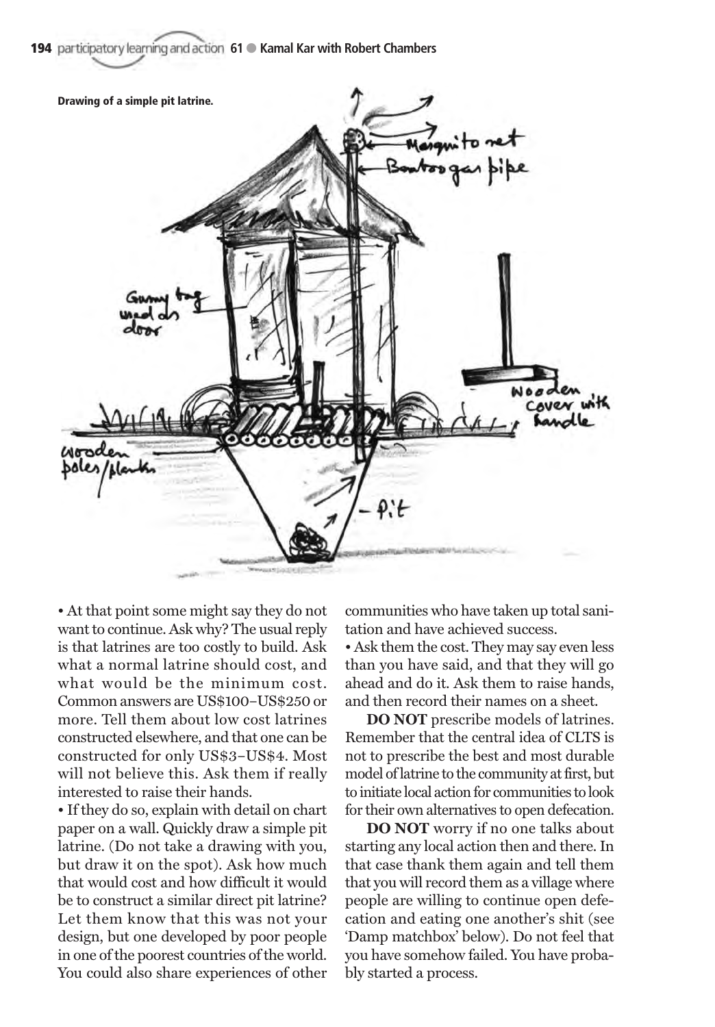Drawing of a simple pit latrine.

• At that point some might say they do not want to continue. Ask why? The usual reply is that latrines are too costly to build. Ask what a normal latrine should cost, and what would be the minimum cost. Common answers are US$100–US$250 or more. Tell them about low cost latrines constructed elsewhere, and that one can be constructed for only US$3–US$4. Most will not believe this. Ask them if really interested to raise their hands.

• If they do so, explain with detail on chart paper on a wall. Quickly draw a simple pit latrine. (Do not take a drawing with you, but draw it on the spot). Ask how much that would cost and how difficult it would be to construct a similar direct pit latrine? Let them know that this was not your design, but one developed by poor people in one of the poorest countries of the world. You could also share experiences of other communities who have taken up total sanitation and have achieved success.

• Ask them the cost. They may say even less than you have said, and that they will go ahead and do it. Ask them to raise hands, and then record their names on a sheet.

**DO NOT** prescribe models of latrines. Remember that the central idea of CLTS is not to prescribe the best and most durable model of latrine to the community at first, but to initiate local action for communities to look for their own alternatives to open defecation.

**DO NOT** worry if no one talks about starting any local action then and there. In that case thank them again and tell them that you will record them as a village where people are willing to continue open defecation and eating one another's shit (see 'Damp matchbox' below). Do not feel that you have somehow failed. You have probably started a process.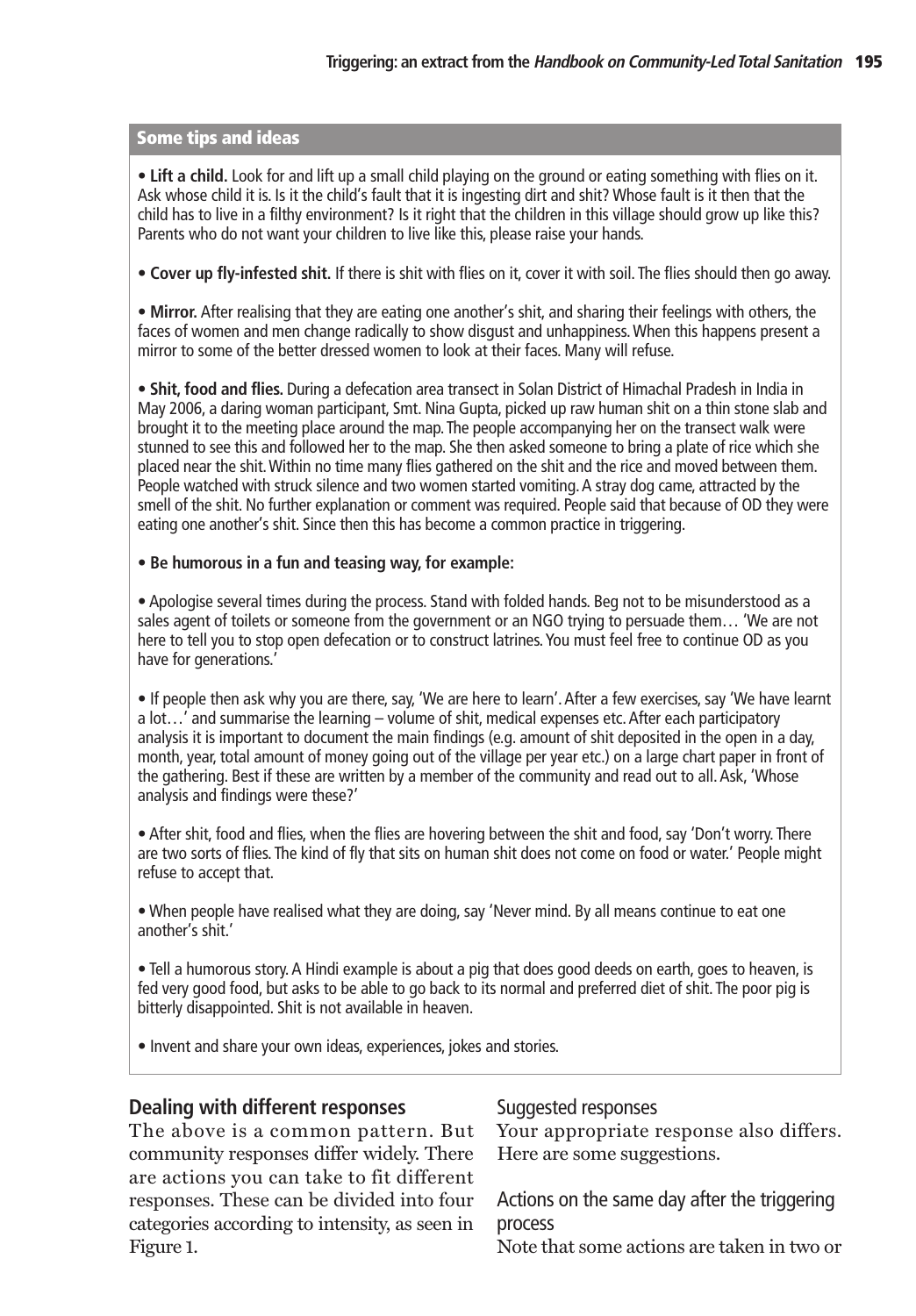### Some tips and ideas

- **Lift a child.** Look for and lift up a small child playing on the ground or eating something with flies on it. Ask whose child it is. Is it the child's fault that it is ingesting dirt and shit? Whose fault is it then that the child has to live in a filthy environment? Is it right that the children in this village should grow up like this? Parents who do not want your children to live like this, please raise your hands.

- **Cover up fly-infested shit.** If there is shit with flies on it, cover it with soil. The flies should then go away.

- **Mirror.** After realising that they are eating one another's shit, and sharing their feelings with others, the faces of women and men change radically to show disgust and unhappiness. When this happens present a mirror to some of the better dressed women to look at their faces. Many will refuse.

- **Shit, food and flies.** During a defecation area transect in Solan District of Himachal Pradesh in India in May 2006, a daring woman participant, Smt. Nina Gupta, picked up raw human shit on a thin stone slab and brought it to the meeting place around the map. The people accompanying her on the transect walk were stunned to see this and followed her to the map. She then asked someone to bring a plate of rice which she placed near the shit. Within no time many flies gathered on the shit and the rice and moved between them. People watched with struck silence and two women started vomiting. A stray dog came, attracted by the smell of the shit. No further explanation or comment was required. People said that because of OD they were eating one another's shit. Since then this has become a common practice in triggering.

- **Be humorous in a fun and teasing way, for example:**

- Apologise several times during the process. Stand with folded hands. Beg not to be misunderstood as a sales agent of toilets or someone from the government or an NGO trying to persuade them… 'We are not here to tell you to stop open defecation or to construct latrines. You must feel free to continue OD as you have for generations.'

- If people then ask why you are there, say, 'We are here to learn'. After a few exercises, say 'We have learnt a lot…' and summarise the learning – volume of shit, medical expenses etc. After each participatory analysis it is important to document the main findings (e.g. amount of shit deposited in the open in a day, month, year, total amount of money going out of the village per year etc.) on a large chart paper in front of the gathering. Best if these are written by a member of the community and read out to all. Ask, 'Whose analysis and findings were these?'

- After shit, food and flies, when the flies are hovering between the shit and food, say 'Don't worry. There are two sorts of flies. The kind of fly that sits on human shit does not come on food or water.' People might refuse to accept that.

- When people have realised what they are doing, say 'Never mind. By all means continue to eat one another's shit.'

- Tell a humorous story. A Hindi example is about a pig that does good deeds on earth, goes to heaven, is fed very good food, but asks to be able to go back to its normal and preferred diet of shit. The poor pig is bitterly disappointed. Shit is not available in heaven.

- Invent and share your own ideas, experiences, jokes and stories.

## Dealing with different responses

The above is a common pattern. But community responses differ widely. There are actions you can take to fit different responses. These can be divided into four categories according to intensity, as seen in Figure 1.

### Suggested responses

Your appropriate response also differs. Here are some suggestions.

### Actions on the same day after the triggering process

Note that some actions are taken in two or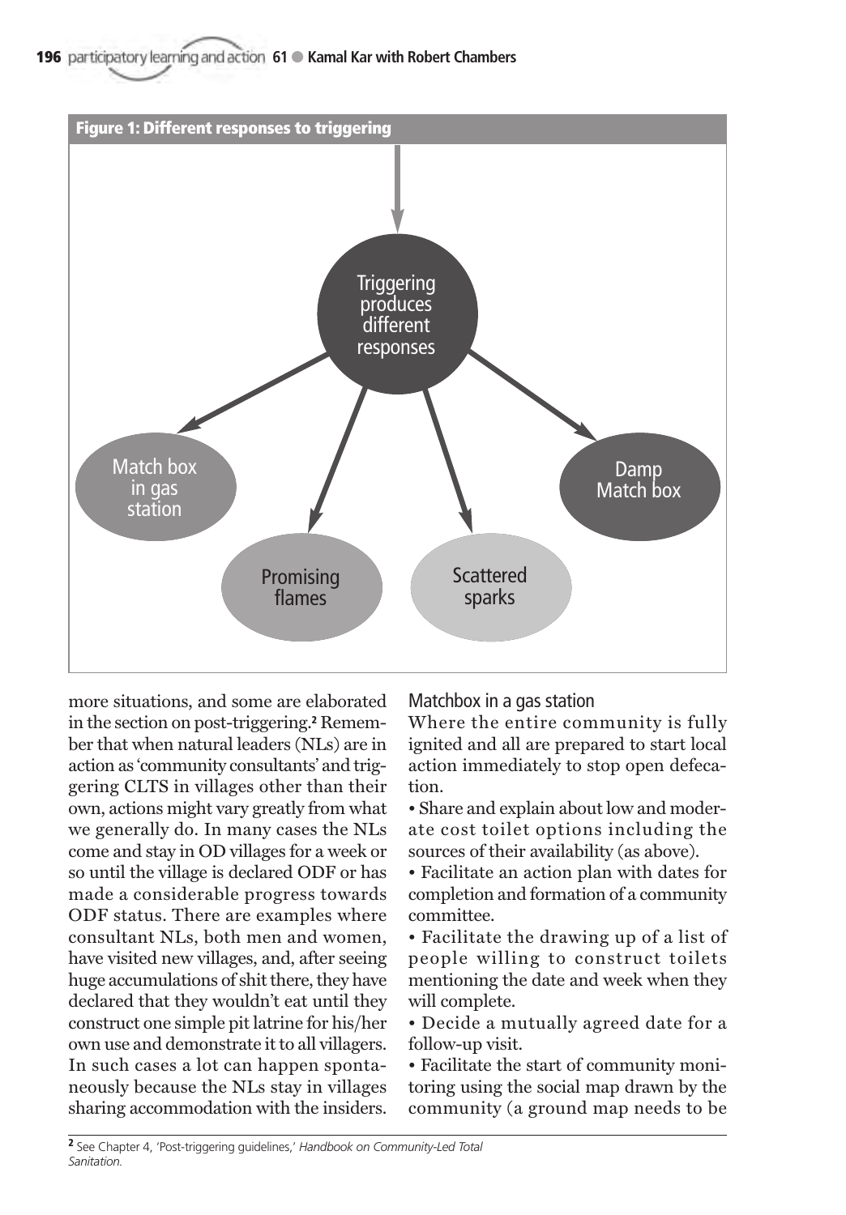**Figure 1: Different responses to triggering**

Triggering produces different responses

Match box in gas station

Promising flames

Scattered sparks

Damp Match box

more situations, and some are elaborated in the section on post-triggering.[2] Remember that when natural leaders (NLs) are in action as 'community consultants' and triggering CLTS in villages other than their own, actions might vary greatly from what we generally do. In many cases the NLs come and stay in OD villages for a week or so until the village is declared ODF or has made a considerable progress towards ODF status. There are examples where consultant NLs, both men and women, have visited new villages, and, after seeing huge accumulations of shit there, they have declared that they wouldn't eat until they construct one simple pit latrine for his/her own use and demonstrate it to all villagers. In such cases a lot can happen spontaneously because the NLs stay in villages sharing accommodation with the insiders.

### Matchbox in a gas station

Where the entire community is fully ignited and all are prepared to start local action immediately to stop open defecation.

- Share and explain about low and moderate cost toilet options including the sources of their availability (as above).
- Facilitate an action plan with dates for completion and formation of a community committee.
- Facilitate the drawing up of a list of people willing to construct toilets mentioning the date and week when they will complete.
- Decide a mutually agreed date for a follow-up visit.
- Facilitate the start of community monitoring using the social map drawn by the community (a ground map needs to be

[2] See Chapter 4, 'Post-triggering guidelines,' *Handbook on Community-Led Total Sanitation.*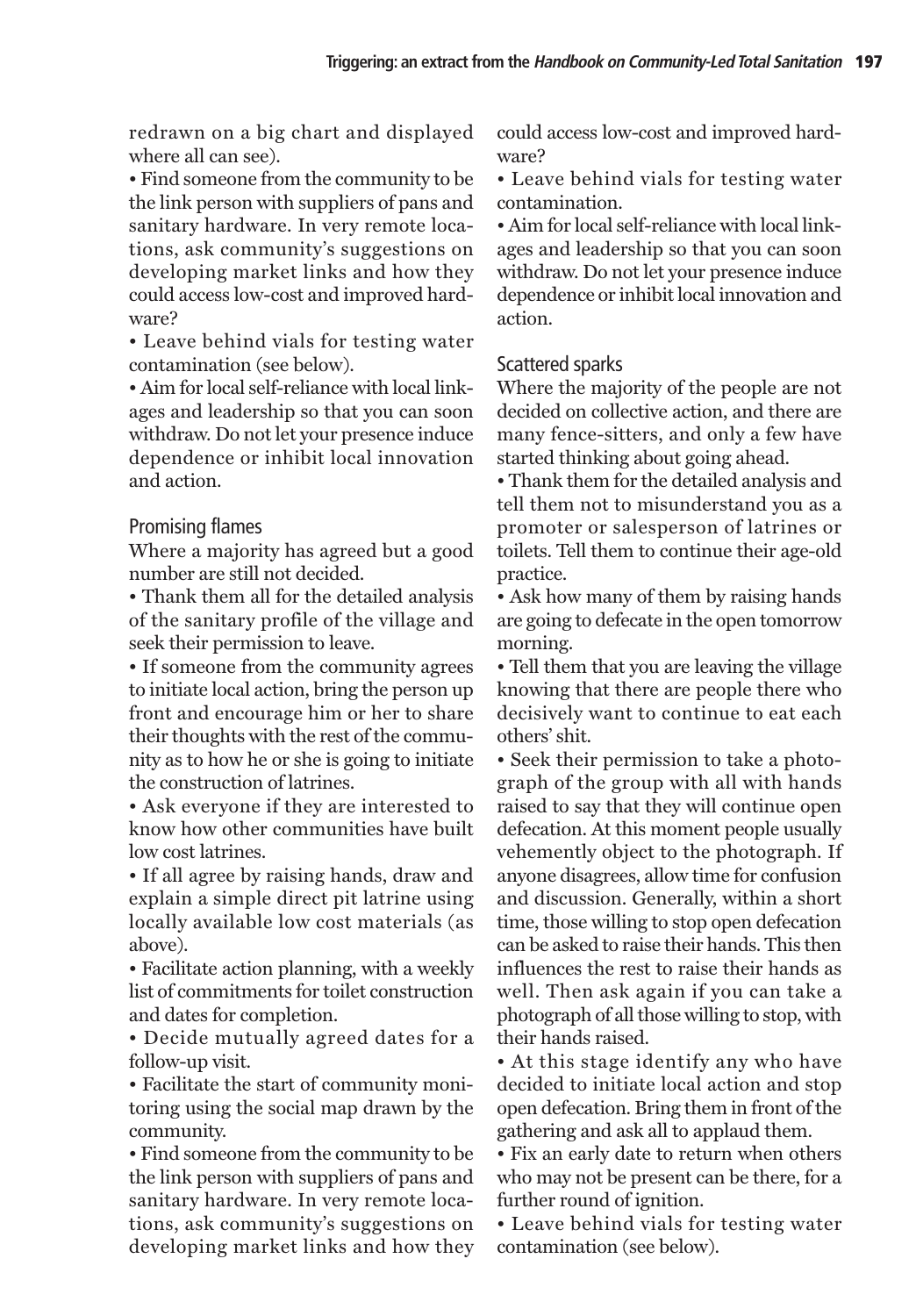redrawn on a big chart and displayed where all can see).

- Find someone from the community to be the link person with suppliers of pans and sanitary hardware. In very remote locations, ask community's suggestions on developing market links and how they could access low-cost and improved hardware?
- Leave behind vials for testing water contamination (see below).
- Aim for local self-reliance with local linkages and leadership so that you can soon withdraw. Do not let your presence induce dependence or inhibit local innovation and action.

### Promising flames

Where a majority has agreed but a good number are still not decided.

- Thank them all for the detailed analysis of the sanitary profile of the village and seek their permission to leave.
- If someone from the community agrees to initiate local action, bring the person up front and encourage him or her to share their thoughts with the rest of the community as to how he or she is going to initiate the construction of latrines.
- Ask everyone if they are interested to know how other communities have built low cost latrines.
- If all agree by raising hands, draw and explain a simple direct pit latrine using locally available low cost materials (as above).
- Facilitate action planning, with a weekly list of commitments for toilet construction and dates for completion.
- Decide mutually agreed dates for a follow-up visit.
- Facilitate the start of community monitoring using the social map drawn by the community.
- Find someone from the community to be the link person with suppliers of pans and sanitary hardware. In very remote locations, ask community's suggestions on developing market links and how they could access low-cost and improved hardware?
- Leave behind vials for testing water contamination.
- Aim for local self-reliance with local linkages and leadership so that you can soon withdraw. Do not let your presence induce dependence or inhibit local innovation and action.

### Scattered sparks

Where the majority of the people are not decided on collective action, and there are many fence-sitters, and only a few have started thinking about going ahead.

- Thank them for the detailed analysis and tell them not to misunderstand you as a promoter or salesperson of latrines or toilets. Tell them to continue their age-old practice.
- Ask how many of them by raising hands are going to defecate in the open tomorrow morning.
- Tell them that you are leaving the village knowing that there are people there who decisively want to continue to eat each others' shit.
- Seek their permission to take a photograph of the group with all with hands raised to say that they will continue open defecation. At this moment people usually vehemently object to the photograph. If anyone disagrees, allow time for confusion and discussion. Generally, within a short time, those willing to stop open defecation can be asked to raise their hands. This then influences the rest to raise their hands as well. Then ask again if you can take a photograph of all those willing to stop, with their hands raised.
- At this stage identify any who have decided to initiate local action and stop open defecation. Bring them in front of the gathering and ask all to applaud them.
- Fix an early date to return when others who may not be present can be there, for a further round of ignition.
- Leave behind vials for testing water contamination (see below).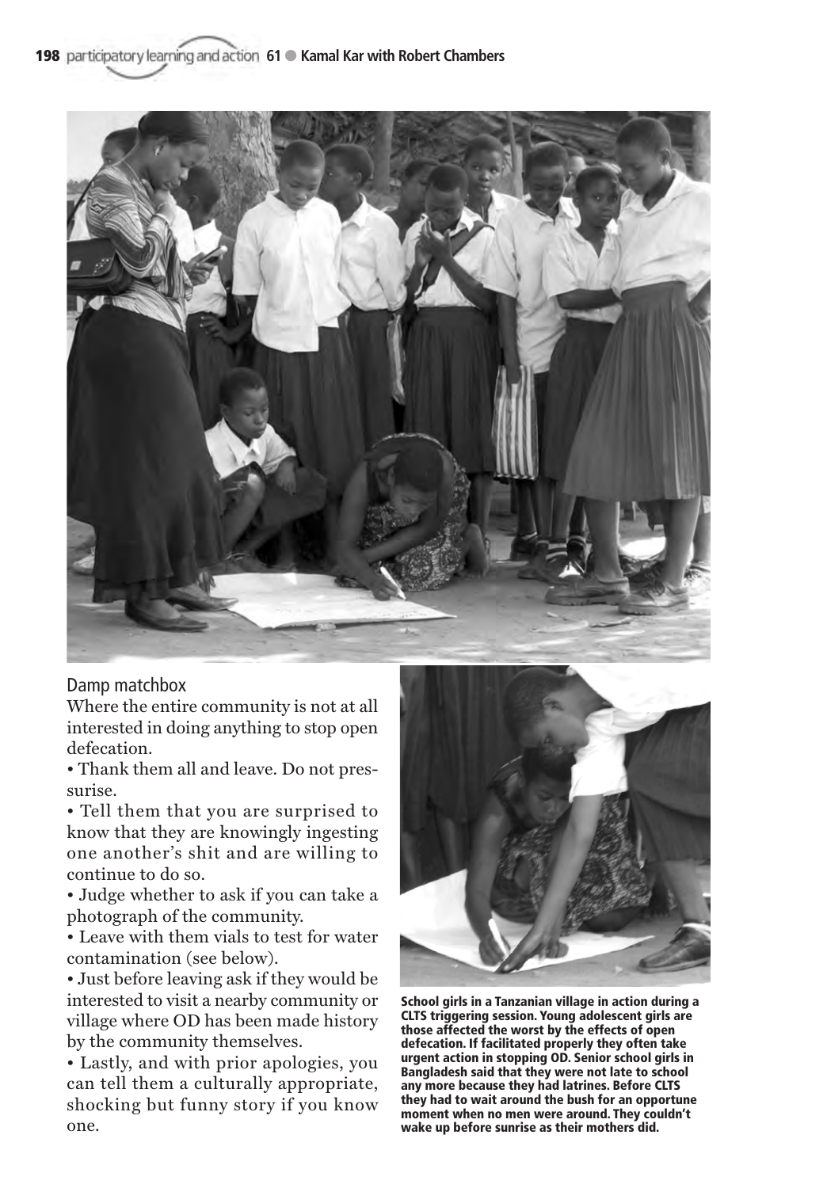## Damp matchbox

Where the entire community is not at all interested in doing anything to stop open defecation.

- Thank them all and leave. Do not pressurise.
- Tell them that you are surprised to know that they are knowingly ingesting one another's shit and are willing to continue to do so.
- Judge whether to ask if you can take a photograph of the community.
- Leave with them vials to test for water contamination (see below).
- Just before leaving ask if they would be interested to visit a nearby community or village where OD has been made history by the community themselves.
- Lastly, and with prior apologies, you can tell them a culturally appropriate, shocking but funny story if you know one.

**School girls in a Tanzanian village in action during a CLTS triggering session. Young adolescent girls are those affected the worst by the effects of open defecation. If facilitated properly they often take urgent action in stopping OD. Senior school girls in Bangladesh said that they were not late to school any more because they had latrines. Before CLTS they had to wait around the bush for an opportune moment when no men were around. They couldn't wake up before sunrise as their mothers did.**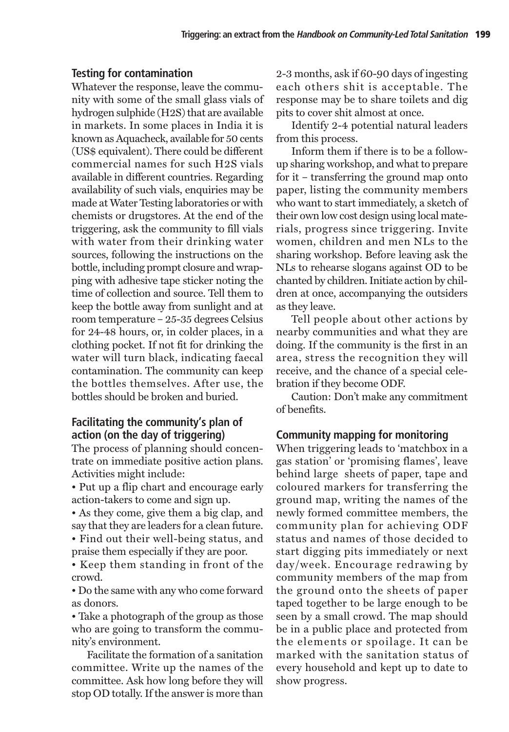### Testing for contamination

Whatever the response, leave the community with some of the small glass vials of hydrogen sulphide (H2S) that are available in markets. In some places in India it is known as Aquacheck, available for 50 cents (US$ equivalent). There could be different commercial names for such H2S vials available in different countries. Regarding availability of such vials, enquiries may be made at Water Testing laboratories or with chemists or drugstores. At the end of the triggering, ask the community to fill vials with water from their drinking water sources, following the instructions on the bottle, including prompt closure and wrapping with adhesive tape sticker noting the time of collection and source. Tell them to keep the bottle away from sunlight and at room temperature – 25-35 degrees Celsius for 24-48 hours, or, in colder places, in a clothing pocket. If not fit for drinking the water will turn black, indicating faecal contamination. The community can keep the bottles themselves. After use, the bottles should be broken and buried.

### Facilitating the community's plan of action (on the day of triggering)

The process of planning should concentrate on immediate positive action plans. Activities might include:

- Put up a flip chart and encourage early action-takers to come and sign up.
- As they come, give them a big clap, and say that they are leaders for a clean future.
- Find out their well-being status, and praise them especially if they are poor.
- Keep them standing in front of the crowd.
- Do the same with any who come forward as donors.
- Take a photograph of the group as those who are going to transform the community's environment.

Facilitate the formation of a sanitation committee. Write up the names of the committee. Ask how long before they will stop OD totally. If the answer is more than 2-3 months, ask if 60-90 days of ingesting each others shit is acceptable. The response may be to share toilets and dig pits to cover shit almost at once.

Identify 2-4 potential natural leaders from this process.

Inform them if there is to be a follow-up sharing workshop, and what to prepare for it – transferring the ground map onto paper, listing the community members who want to start immediately, a sketch of their own low cost design using local materials, progress since triggering. Invite women, children and men NLs to the sharing workshop. Before leaving ask the NLs to rehearse slogans against OD to be chanted by children. Initiate action by children at once, accompanying the outsiders as they leave.

Tell people about other actions by nearby communities and what they are doing. If the community is the first in an area, stress the recognition they will receive, and the chance of a special celebration if they become ODF.

Caution: Don't make any commitment of benefits.

### Community mapping for monitoring

When triggering leads to 'matchbox in a gas station' or 'promising flames', leave behind large sheets of paper, tape and coloured markers for transferring the ground map, writing the names of the newly formed committee members, the community plan for achieving ODF status and names of those decided to start digging pits immediately or next day/week. Encourage redrawing by community members of the map from the ground onto the sheets of paper taped together to be large enough to be seen by a small crowd. The map should be in a public place and protected from the elements or spoilage. It can be marked with the sanitation status of every household and kept up to date to show progress.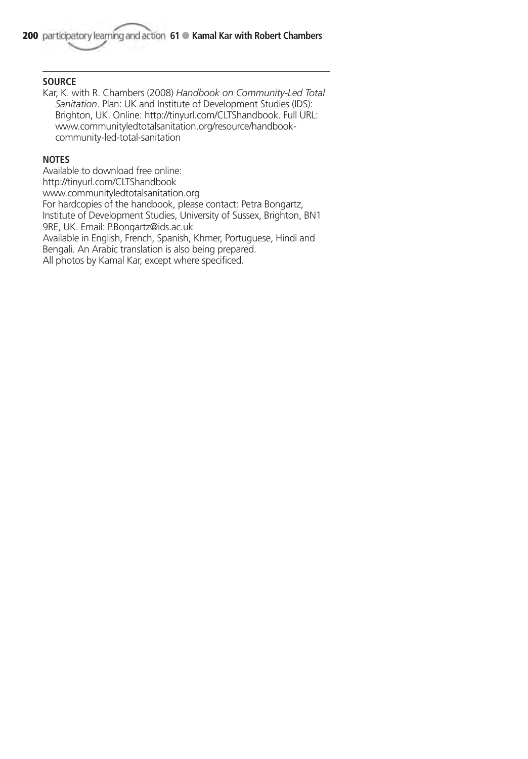**SOURCE**

Kar, K. with R. Chambers (2008) *Handbook on Community-Led Total Sanitation*. Plan: UK and Institute of Development Studies (IDS): Brighton, UK. Online: http://tinyurl.com/CLTShandbook. Full URL: www.communityledtotalsanitation.org/resource/handbook-community-led-total-sanitation

**NOTES**

Available to download free online:
http://tinyurl.com/CLTShandbook
www.communityledtotalsanitation.org
For hardcopies of the handbook, please contact: Petra Bongartz, Institute of Development Studies, University of Sussex, Brighton, BN1 9RE, UK. Email: P.Bongartz@ids.ac.uk
Available in English, French, Spanish, Khmer, Portuguese, Hindi and Bengali. An Arabic translation is also being prepared.
All photos by Kamal Kar, except where specificed.